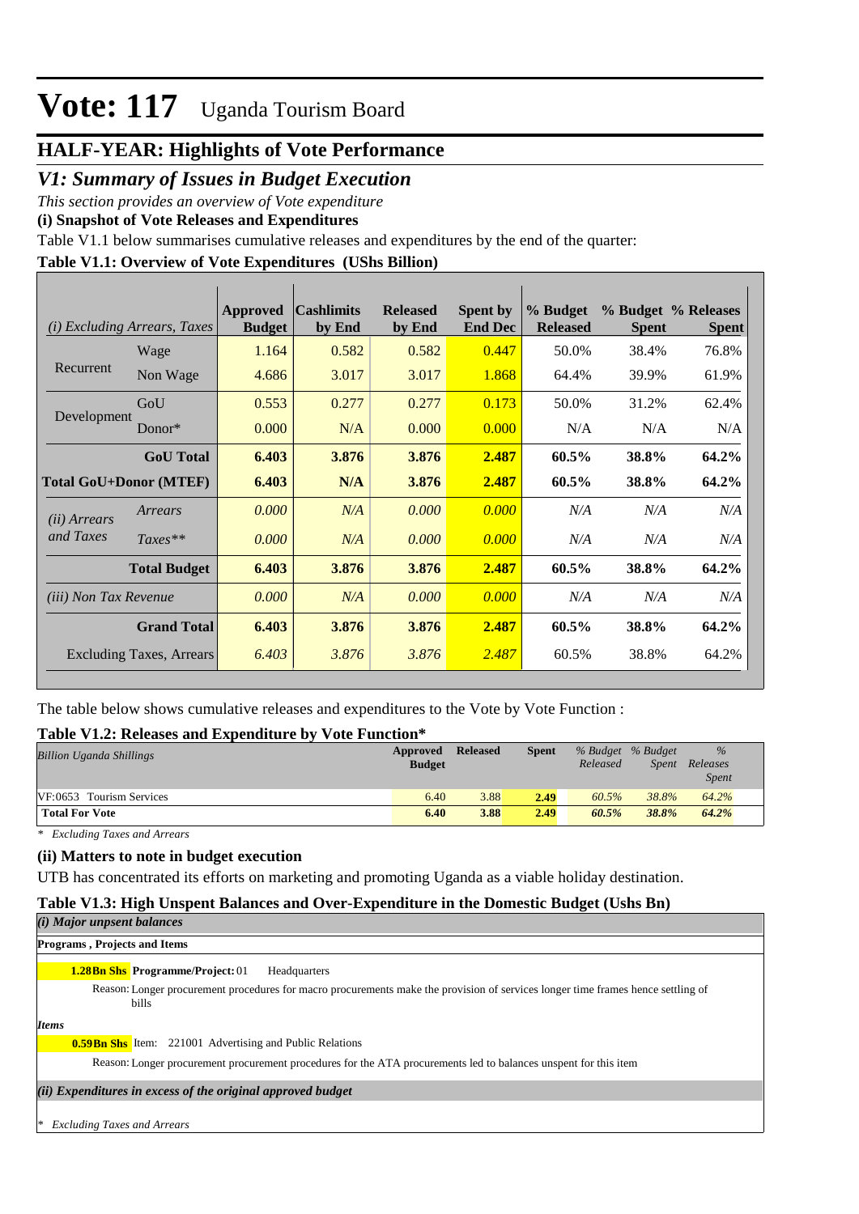# Vote: 117 Uganda Tourism Board

## HALF-YEAR: Highlights of Vote Performance

## *V1: Summary of Issues in Budget Execution*

*This section provides an overview of Vote expenditure*

**(i) Snapshot of Vote Releases and Expenditures**

Table V1.1 below summarises cumulative releases and expenditures by the end of the quarter:

**Table V1.1: Overview of Vote Expenditures (UShs Billion)**

| *(i) Excluding Arrears, Taxes* | | Approved Budget | Cashlimits by End | Released by End | Spent by End Dec | % Budget Released | % Budget Spent | % Releases Spent |
|---|---|---|---|---|---|---|---|---|
| Recurrent | Wage | 1.164 | 0.582 | 0.582 | 0.447 | 50.0% | 38.4% | 76.8% |
| | Non Wage | 4.686 | 3.017 | 3.017 | 1.868 | 64.4% | 39.9% | 61.9% |
| Development | GoU | 0.553 | 0.277 | 0.277 | 0.173 | 50.0% | 31.2% | 62.4% |
| | Donor* | 0.000 | N/A | 0.000 | 0.000 | N/A | N/A | N/A |
| | **GoU Total** | **6.403** | **3.876** | **3.876** | **2.487** | **60.5%** | **38.8%** | **64.2%** |
| **Total GoU+Donor (MTEF)** | | **6.403** | **N/A** | **3.876** | **2.487** | **60.5%** | **38.8%** | **64.2%** |
| *(ii) Arrears and Taxes* | *Arrears* | *0.000* | *N/A* | *0.000* | *0.000* | *N/A* | *N/A* | *N/A* |
| | *Taxes*** | *0.000* | *N/A* | *0.000* | *0.000* | *N/A* | *N/A* | *N/A* |
| | **Total Budget** | **6.403** | **3.876** | **3.876** | **2.487** | **60.5%** | **38.8%** | **64.2%** |
| *(iii) Non Tax Revenue* | | *0.000* | *N/A* | *0.000* | *0.000* | *N/A* | *N/A* | *N/A* |
| | **Grand Total** | **6.403** | **3.876** | **3.876** | **2.487** | **60.5%** | **38.8%** | **64.2%** |
| | Excluding Taxes, Arrears | *6.403* | *3.876* | *3.876* | *2.487* | 60.5% | 38.8% | 64.2% |

The table below shows cumulative releases and expenditures to the Vote by Vote Function :

**Table V1.2: Releases and Expenditure by Vote Function***

| *Billion Uganda Shillings* | Approved Budget | Released | Spent | *% Budget Released* | *% Budget Spent* | *% Releases Spent* |
|---|---|---|---|---|---|---|
| VF:0653 Tourism Services | 6.40 | 3.88 | **2.49** | *60.5%* | *38.8%* | *64.2%* |
| **Total For Vote** | **6.40** | **3.88** | **2.49** | ***60.5%*** | ***38.8%*** | ***64.2%*** |

*\* Excluding Taxes and Arrears*

**(ii) Matters to note in budget execution**

UTB has concentrated its efforts on marketing and promoting Uganda as a viable holiday destination.

**Table V1.3: High Unspent Balances and Over-Expenditure in the Domestic Budget (Ushs Bn)**

***(i) Major unpsent balances***

**Programs , Projects and Items**

**1.28Bn Shs** **Programme/Project:** 01 Headquarters

Reason: Longer procurement procedures for macro procurements make the provision of services longer time frames hence settling of bills

***Items***

**0.59Bn Shs** Item: 221001 Advertising and Public Relations

Reason: Longer procurement procurement procedures for the ATA procurements led to balances unspent for this item

***(ii) Expenditures in excess of the original approved budget***

*\* Excluding Taxes and Arrears*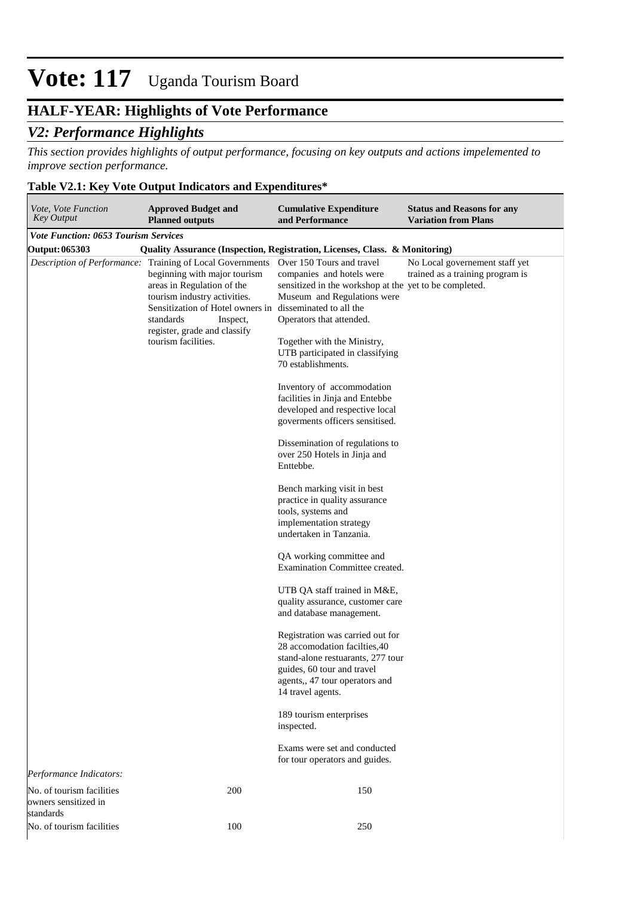# Vote: 117 Uganda Tourism Board

## HALF-YEAR: Highlights of Vote Performance

## *V2: Performance Highlights*

*This section provides highlights of output performance, focusing on key outputs and actions impelemented to improve section performance.*

**Table V2.1: Key Vote Output Indicators and Expenditures***

| *Vote, Vote Function Key Output* | **Approved Budget and Planned outputs** | **Cumulative Expenditure and Performance** | **Status and Reasons for any Variation from Plans** |
|---|---|---|---|
| ***Vote Function: 0653 Tourism Services*** | | | |
| **Output: 065303** | **Quality Assurance (Inspection, Registration, Licenses, Class. & Monitoring)** | | |
| *Description of Performance:* | Training of Local Governments beginning with major tourism areas in Regulation of the tourism industry activities. Sensitization of Hotel owners in standards Inspect, register, grade and classify tourism facilities. | Over 150 Tours and travel companies and hotels were sensitized in the workshop at the Museum and Regulations were disseminated to all the Operators that attended.<br><br>Together with the Ministry, UTB participated in classifying 70 establishments.<br><br>Inventory of accommodation facilities in Jinja and Entebbe developed and respective local goverments officers sensitised.<br><br>Dissemination of regulations to over 250 Hotels in Jinja and Enttebbe.<br><br>Bench marking visit in best practice in quality assurance tools, systems and implementation strategy undertaken in Tanzania.<br><br>QA working committee and Examination Committee created.<br><br>UTB QA staff trained in M&E, quality assurance, customer care and database management.<br><br>Registration was carried out for 28 accomodation facilties,40 stand-alone restuarants, 277 tour guides, 60 tour and travel agents,, 47 tour operators and 14 travel agents.<br><br>189 tourism enterprises inspected.<br><br>Exams were set and conducted for tour operators and guides. | No Local governement staff yet trained as a training program is yet to be completed. |
| *Performance Indicators:* | | | |
| No. of tourism facilities owners sensitized in standards | 200 | 150 | |
| No. of tourism facilities | 100 | 250 | |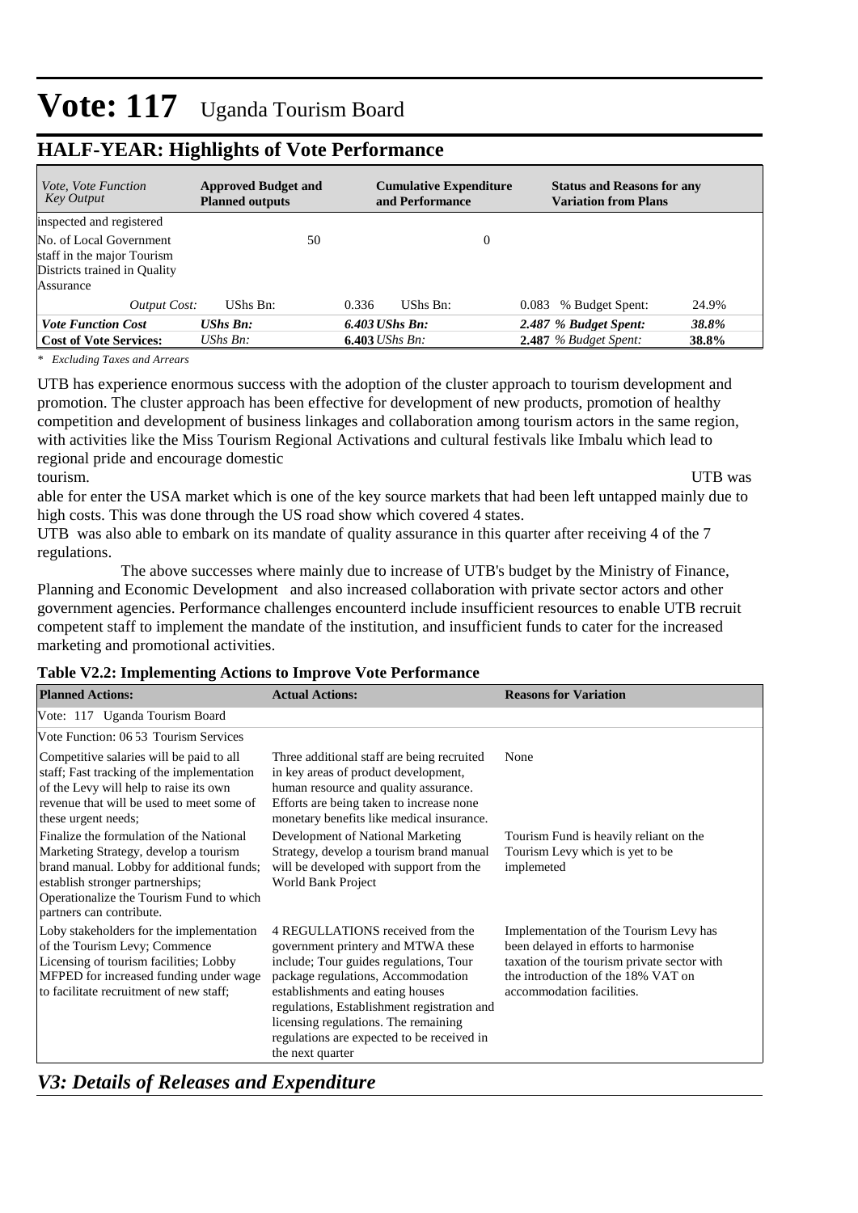# Vote: 117 Uganda Tourism Board

## HALF-YEAR: Highlights of Vote Performance

| *Vote, Vote Function Key Output* | **Approved Budget and Planned outputs** | | **Cumulative Expenditure and Performance** | | **Status and Reasons for any Variation from Plans** | |
|---|---|---|---|---|---|---|
| inspected and registered | | | | | | |
| No. of Local Government staff in the major Tourism Districts trained in Quality Assurance | | 50 | | 0 | | |
| *Output Cost:* | UShs Bn: | 0.336 | UShs Bn: | 0.083 | % Budget Spent: | 24.9% |
| ***Vote Function Cost*** | ***UShs Bn:*** | ***6.403*** | ***UShs Bn:*** | ***2.487*** | ***% Budget Spent:*** | ***38.8%*** |
| **Cost of Vote Services:** | *UShs Bn:* | **6.403** | *UShs Bn:* | **2.487** | *% Budget Spent:* | **38.8%** |

*\* Excluding Taxes and Arrears*

UTB has experience enormous success with the adoption of the cluster approach to tourism development and promotion. The cluster approach has been effective for development of new products, promotion of healthy competition and development of business linkages and collaboration among tourism actors in the same region, with activities like the Miss Tourism Regional Activations and cultural festivals like Imbalu which lead to regional pride and encourage domestic tourism. UTB was able for enter the USA market which is one of the key source markets that had been left untapped mainly due to high costs. This was done through the US road show which covered 4 states.

UTB was also able to embark on its mandate of quality assurance in this quarter after receiving 4 of the 7 regulations.

The above successes where mainly due to increase of UTB's budget by the Ministry of Finance, Planning and Economic Development and also increased collaboration with private sector actors and other government agencies. Performance challenges encounterd include insufficient resources to enable UTB recruit competent staff to implement the mandate of the institution, and insufficient funds to cater for the increased marketing and promotional activities.

**Table V2.2: Implementing Actions to Improve Vote Performance**

| **Planned Actions:** | **Actual Actions:** | **Reasons for Variation** |
|---|---|---|
| Vote: 117 Uganda Tourism Board | | |
| Vote Function: 06 53 Tourism Services | | |
| Competitive salaries will be paid to all staff; Fast tracking of the implementation of the Levy will help to raise its own revenue that will be used to meet some of these urgent needs; | Three additional staff are being recruited in key areas of product development, human resource and quality assurance. Efforts are being taken to increase none monetary benefits like medical insurance. | None |
| Finalize the formulation of the National Marketing Strategy, develop a tourism brand manual. Lobby for additional funds; establish stronger partnerships; Operationalize the Tourism Fund to which partners can contribute. | Development of National Marketing Strategy, develop a tourism brand manual will be developed with support from the World Bank Project | Tourism Fund is heavily reliant on the Tourism Levy which is yet to be implemeted |
| Loby stakeholders for the implementation of the Tourism Levy; Commence Licensing of tourism facilities; Lobby MFPED for increased funding under wage to facilitate recruitment of new staff; | 4 REGULLATIONS received from the government printery and MTWA these include; Tour guides regulations, Tour package regulations, Accommodation establishments and eating houses regulations, Establishment registration and licensing regulations. The remaining regulations are expected to be received in the next quarter | Implementation of the Tourism Levy has been delayed in efforts to harmonise taxation of the tourism private sector with the introduction of the 18% VAT on accommodation facilities. |

## *V3: Details of Releases and Expenditure*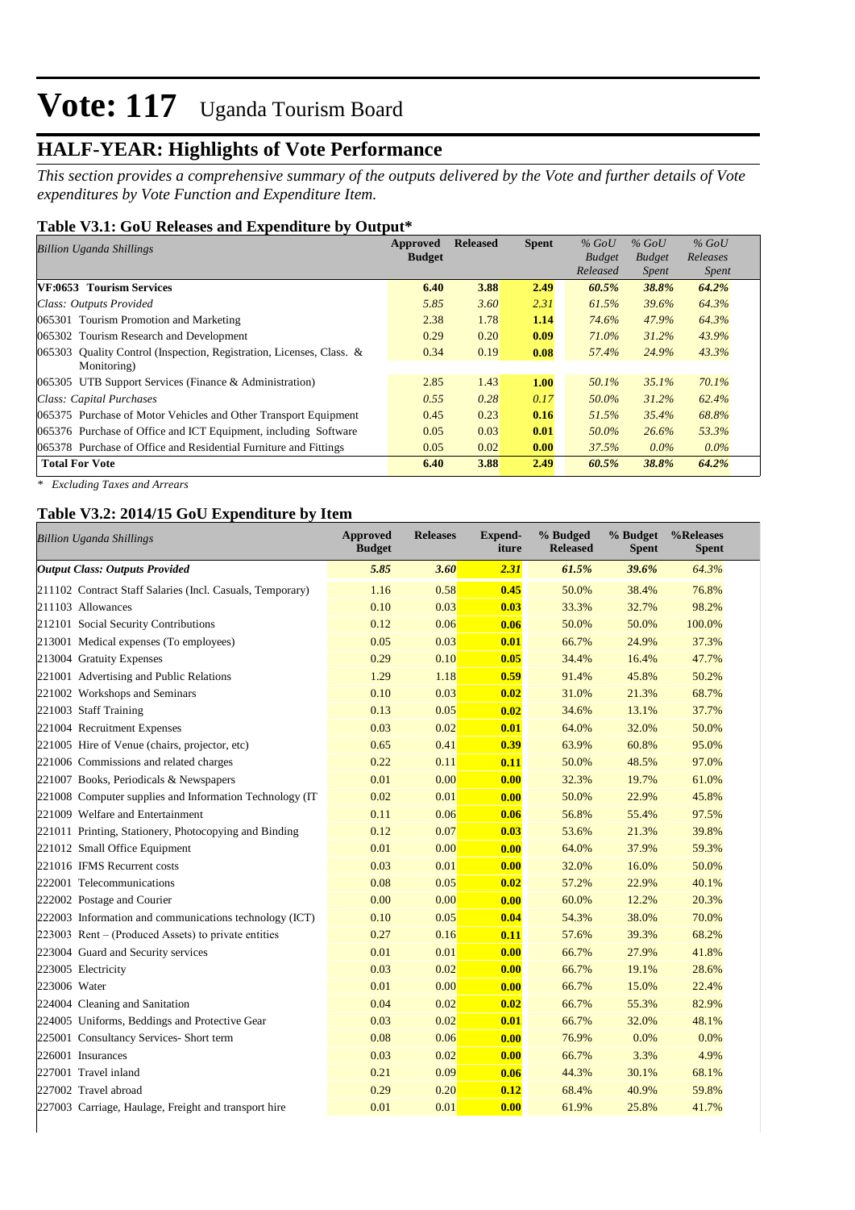# Vote: 117 Uganda Tourism Board

## HALF-YEAR: Highlights of Vote Performance

*This section provides a comprehensive summary of the outputs delivered by the Vote and further details of Vote expenditures by Vote Function and Expenditure Item.*

### Table V3.1: GoU Releases and Expenditure by Output*

| *Billion Uganda Shillings* | Approved Budget | Released | Spent | *% GoU Budget Released* | *% GoU Budget Spent* | *% GoU Releases Spent* |
|---|---|---|---|---|---|---|
| **VF:0653 Tourism Services** | **6.40** | **3.88** | **2.49** | ***60.5%*** | ***38.8%*** | ***64.2%*** |
| *Class: Outputs Provided* | *5.85* | *3.60* | *2.31* | *61.5%* | *39.6%* | *64.3%* |
| 065301 Tourism Promotion and Marketing | 2.38 | 1.78 | **1.14** | *74.6%* | *47.9%* | *64.3%* |
| 065302 Tourism Research and Development | 0.29 | 0.20 | **0.09** | *71.0%* | *31.2%* | *43.9%* |
| 065303 Quality Control (Inspection, Registration, Licenses, Class. & Monitoring) | 0.34 | 0.19 | **0.08** | *57.4%* | *24.9%* | *43.3%* |
| 065305 UTB Support Services (Finance & Administration) | 2.85 | 1.43 | **1.00** | *50.1%* | *35.1%* | *70.1%* |
| *Class: Capital Purchases* | *0.55* | *0.28* | *0.17* | *50.0%* | *31.2%* | *62.4%* |
| 065375 Purchase of Motor Vehicles and Other Transport Equipment | 0.45 | 0.23 | **0.16** | *51.5%* | *35.4%* | *68.8%* |
| 065376 Purchase of Office and ICT Equipment, including Software | 0.05 | 0.03 | **0.01** | *50.0%* | *26.6%* | *53.3%* |
| 065378 Purchase of Office and Residential Furniture and Fittings | 0.05 | 0.02 | **0.00** | *37.5%* | *0.0%* | *0.0%* |
| **Total For Vote** | **6.40** | **3.88** | **2.49** | ***60.5%*** | ***38.8%*** | ***64.2%*** |

*\* Excluding Taxes and Arrears*

### Table V3.2: 2014/15 GoU Expenditure by Item

| *Billion Uganda Shillings* | Approved Budget | Releases | Expend-iture | % Budgeted Released | % Budget Spent | %Releases Spent |
|---|---|---|---|---|---|---|
| ***Output Class: Outputs Provided*** | ***5.85*** | ***3.60*** | ***2.31*** | ***61.5%*** | ***39.6%*** | *64.3%* |
| 211102 Contract Staff Salaries (Incl. Casuals, Temporary) | 1.16 | 0.58 | **0.45** | 50.0% | 38.4% | 76.8% |
| 211103 Allowances | 0.10 | 0.03 | **0.03** | 33.3% | 32.7% | 98.2% |
| 212101 Social Security Contributions | 0.12 | 0.06 | **0.06** | 50.0% | 50.0% | 100.0% |
| 213001 Medical expenses (To employees) | 0.05 | 0.03 | **0.01** | 66.7% | 24.9% | 37.3% |
| 213004 Gratuity Expenses | 0.29 | 0.10 | **0.05** | 34.4% | 16.4% | 47.7% |
| 221001 Advertising and Public Relations | 1.29 | 1.18 | **0.59** | 91.4% | 45.8% | 50.2% |
| 221002 Workshops and Seminars | 0.10 | 0.03 | **0.02** | 31.0% | 21.3% | 68.7% |
| 221003 Staff Training | 0.13 | 0.05 | **0.02** | 34.6% | 13.1% | 37.7% |
| 221004 Recruitment Expenses | 0.03 | 0.02 | **0.01** | 64.0% | 32.0% | 50.0% |
| 221005 Hire of Venue (chairs, projector, etc) | 0.65 | 0.41 | **0.39** | 63.9% | 60.8% | 95.0% |
| 221006 Commissions and related charges | 0.22 | 0.11 | **0.11** | 50.0% | 48.5% | 97.0% |
| 221007 Books, Periodicals & Newspapers | 0.01 | 0.00 | **0.00** | 32.3% | 19.7% | 61.0% |
| 221008 Computer supplies and Information Technology (IT | 0.02 | 0.01 | **0.00** | 50.0% | 22.9% | 45.8% |
| 221009 Welfare and Entertainment | 0.11 | 0.06 | **0.06** | 56.8% | 55.4% | 97.5% |
| 221011 Printing, Stationery, Photocopying and Binding | 0.12 | 0.07 | **0.03** | 53.6% | 21.3% | 39.8% |
| 221012 Small Office Equipment | 0.01 | 0.00 | **0.00** | 64.0% | 37.9% | 59.3% |
| 221016 IFMS Recurrent costs | 0.03 | 0.01 | **0.00** | 32.0% | 16.0% | 50.0% |
| 222001 Telecommunications | 0.08 | 0.05 | **0.02** | 57.2% | 22.9% | 40.1% |
| 222002 Postage and Courier | 0.00 | 0.00 | **0.00** | 60.0% | 12.2% | 20.3% |
| 222003 Information and communications technology (ICT) | 0.10 | 0.05 | **0.04** | 54.3% | 38.0% | 70.0% |
| 223003 Rent – (Produced Assets) to private entities | 0.27 | 0.16 | **0.11** | 57.6% | 39.3% | 68.2% |
| 223004 Guard and Security services | 0.01 | 0.01 | **0.00** | 66.7% | 27.9% | 41.8% |
| 223005 Electricity | 0.03 | 0.02 | **0.00** | 66.7% | 19.1% | 28.6% |
| 223006 Water | 0.01 | 0.00 | **0.00** | 66.7% | 15.0% | 22.4% |
| 224004 Cleaning and Sanitation | 0.04 | 0.02 | **0.02** | 66.7% | 55.3% | 82.9% |
| 224005 Uniforms, Beddings and Protective Gear | 0.03 | 0.02 | **0.01** | 66.7% | 32.0% | 48.1% |
| 225001 Consultancy Services- Short term | 0.08 | 0.06 | **0.00** | 76.9% | 0.0% | 0.0% |
| 226001 Insurances | 0.03 | 0.02 | **0.00** | 66.7% | 3.3% | 4.9% |
| 227001 Travel inland | 0.21 | 0.09 | **0.06** | 44.3% | 30.1% | 68.1% |
| 227002 Travel abroad | 0.29 | 0.20 | **0.12** | 68.4% | 40.9% | 59.8% |
| 227003 Carriage, Haulage, Freight and transport hire | 0.01 | 0.01 | **0.00** | 61.9% | 25.8% | 41.7% |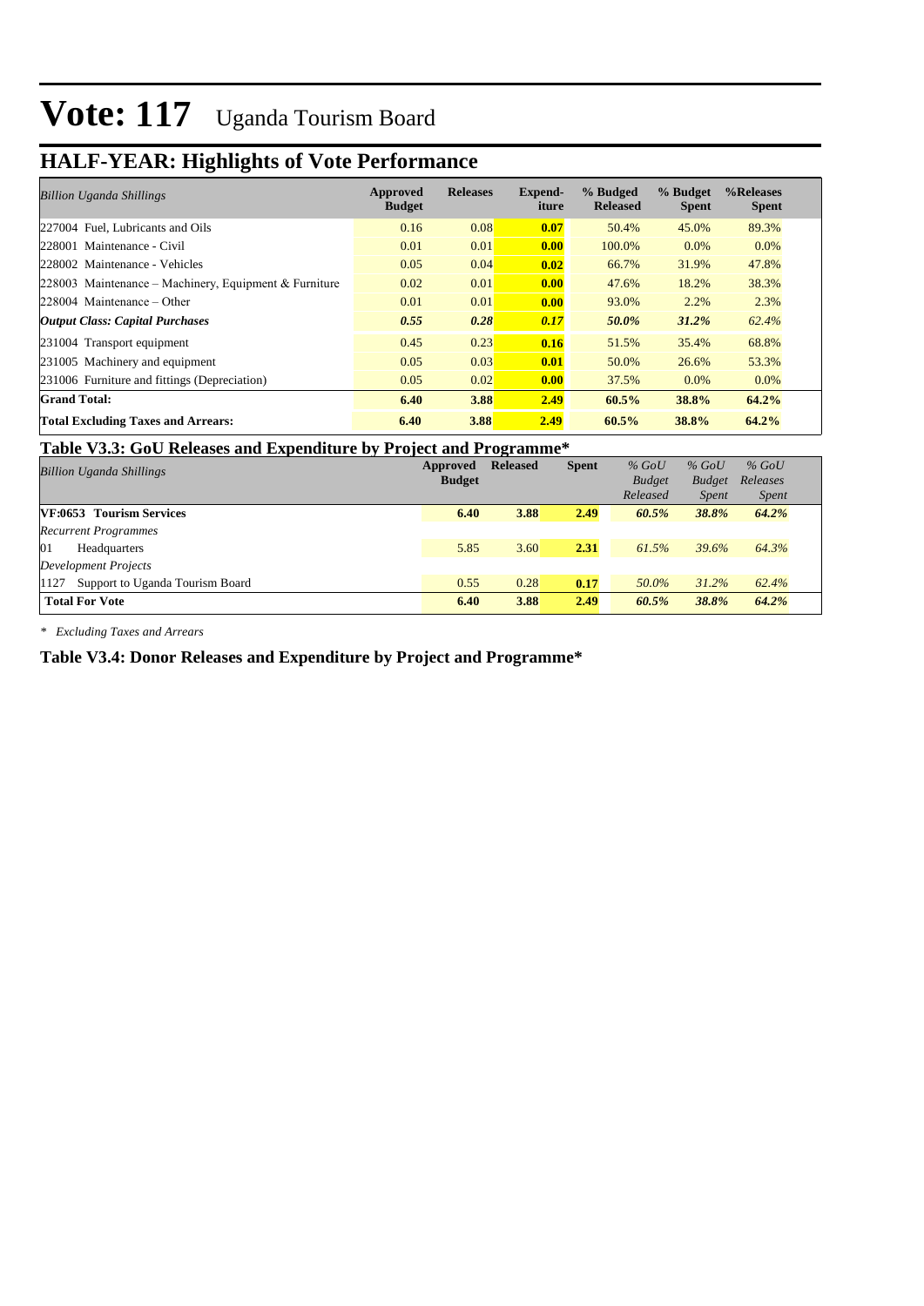# Vote: 117 Uganda Tourism Board

## HALF-YEAR: Highlights of Vote Performance

| *Billion Uganda Shillings* | Approved Budget | Releases | Expend-iture | % Budged Released | % Budget Spent | %Releases Spent |
|---|---|---|---|---|---|---|
| 227004 Fuel, Lubricants and Oils | 0.16 | 0.08 | **0.07** | 50.4% | 45.0% | 89.3% |
| 228001 Maintenance - Civil | 0.01 | 0.01 | **0.00** | 100.0% | 0.0% | 0.0% |
| 228002 Maintenance - Vehicles | 0.05 | 0.04 | **0.02** | 66.7% | 31.9% | 47.8% |
| 228003 Maintenance – Machinery, Equipment & Furniture | 0.02 | 0.01 | **0.00** | 47.6% | 18.2% | 38.3% |
| 228004 Maintenance – Other | 0.01 | 0.01 | **0.00** | 93.0% | 2.2% | 2.3% |
| ***Output Class: Capital Purchases*** | ***0.55*** | ***0.28*** | ***0.17*** | ***50.0%*** | ***31.2%*** | *62.4%* |
| 231004 Transport equipment | 0.45 | 0.23 | **0.16** | 51.5% | 35.4% | 68.8% |
| 231005 Machinery and equipment | 0.05 | 0.03 | **0.01** | 50.0% | 26.6% | 53.3% |
| 231006 Furniture and fittings (Depreciation) | 0.05 | 0.02 | **0.00** | 37.5% | 0.0% | 0.0% |
| **Grand Total:** | **6.40** | **3.88** | **2.49** | **60.5%** | **38.8%** | **64.2%** |
| **Total Excluding Taxes and Arrears:** | **6.40** | **3.88** | **2.49** | **60.5%** | **38.8%** | **64.2%** |

### Table V3.3: GoU Releases and Expenditure by Project and Programme*

| *Billion Uganda Shillings* | Approved Budget | Released | Spent | *% GoU Budget Released* | *% GoU Budget Spent* | *% GoU Releases Spent* |
|---|---|---|---|---|---|---|
| **VF:0653 Tourism Services** | **6.40** | **3.88** | **2.49** | ***60.5%*** | ***38.8%*** | ***64.2%*** |
| *Recurrent Programmes* | | | | | | |
| 01 Headquarters | 5.85 | 3.60 | **2.31** | *61.5%* | *39.6%* | *64.3%* |
| *Development Projects* | | | | | | |
| 1127 Support to Uganda Tourism Board | 0.55 | 0.28 | **0.17** | *50.0%* | *31.2%* | *62.4%* |
| **Total For Vote** | **6.40** | **3.88** | **2.49** | ***60.5%*** | ***38.8%*** | ***64.2%*** |

*\* Excluding Taxes and Arrears*

### Table V3.4: Donor Releases and Expenditure by Project and Programme*